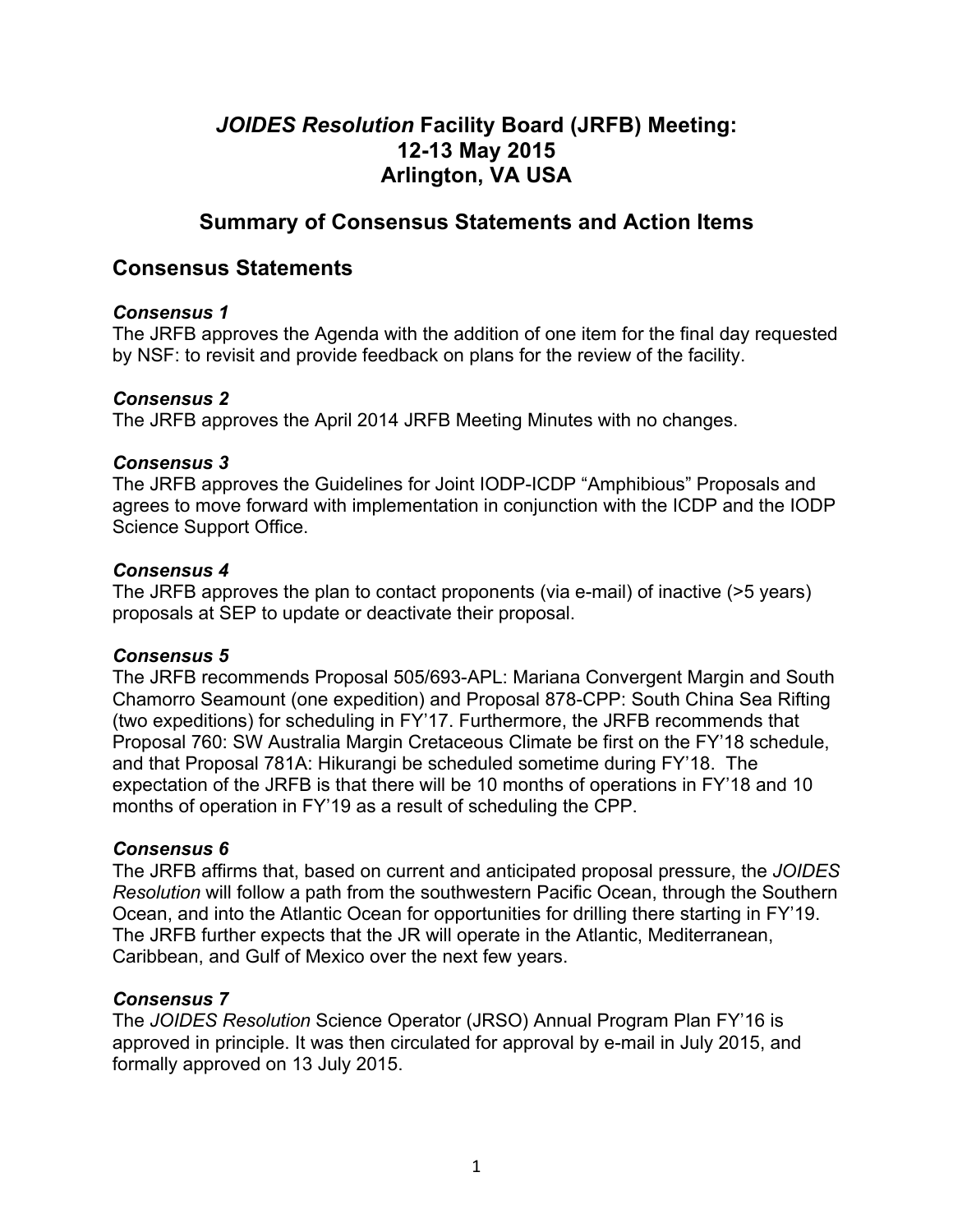# *JOIDES Resolution* Facility Board (JRFB) Meeting: 12-13 May 2015 Arlington, VA USA

## Summary of Consensus Statements and Action Items

## Consensus Statements

### *Consensus 1*

The JRFB approves the Agenda with the addition of one item for the final day requested by NSF: to revisit and provide feedback on plans for the review of the facility.

### *Consensus 2*

The JRFB approves the April 2014 JRFB Meeting Minutes with no changes.

### *Consensus 3*

The JRFB approves the Guidelines for Joint IODP-ICDP "Amphibious" Proposals and agrees to move forward with implementation in conjunction with the ICDP and the IODP Science Support Office.

### *Consensus 4*

The JRFB approves the plan to contact proponents (via e-mail) of inactive (>5 years) proposals at SEP to update or deactivate their proposal.

### *Consensus 5*

The JRFB recommends Proposal 505/693-APL: Mariana Convergent Margin and South Chamorro Seamount (one expedition) and Proposal 878-CPP: South China Sea Rifting (two expeditions) for scheduling in FY'17. Furthermore, the JRFB recommends that Proposal 760: SW Australia Margin Cretaceous Climate be first on the FY'18 schedule, and that Proposal 781A: Hikurangi be scheduled sometime during FY'18. The expectation of the JRFB is that there will be 10 months of operations in FY'18 and 10 months of operation in FY'19 as a result of scheduling the CPP.

### *Consensus 6*

The JRFB affirms that, based on current and anticipated proposal pressure, the *JOIDES Resolution* will follow a path from the southwestern Pacific Ocean, through the Southern Ocean, and into the Atlantic Ocean for opportunities for drilling there starting in FY'19. The JRFB further expects that the JR will operate in the Atlantic, Mediterranean, Caribbean, and Gulf of Mexico over the next few years.

### *Consensus 7*

The *JOIDES Resolution* Science Operator (JRSO) Annual Program Plan FY'16 is approved in principle. It was then circulated for approval by e-mail in July 2015, and formally approved on 13 July 2015.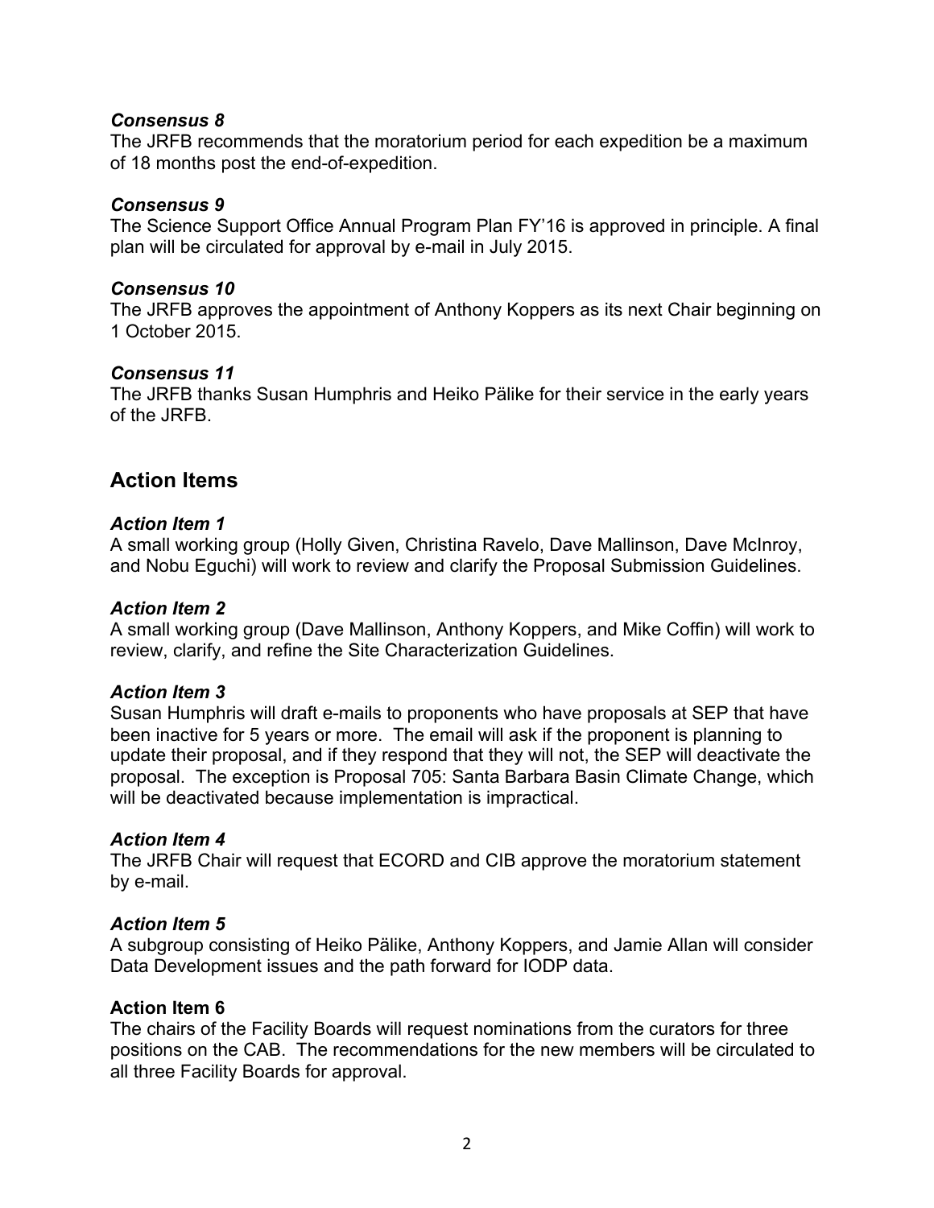### *Consensus 8*

The JRFB recommends that the moratorium period for each expedition be a maximum of 18 months post the end-of-expedition.

### *Consensus 9*

The Science Support Office Annual Program Plan FY'16 is approved in principle. A final plan will be circulated for approval by e-mail in July 2015.

### *Consensus 10*

The JRFB approves the appointment of Anthony Koppers as its next Chair beginning on 1 October 2015.

### *Consensus 11*

The JRFB thanks Susan Humphris and Heiko Pälike for their service in the early years of the JRFB.

## Action Items

### *Action Item 1*

A small working group (Holly Given, Christina Ravelo, Dave Mallinson, Dave McInroy, and Nobu Eguchi) will work to review and clarify the Proposal Submission Guidelines.

### *Action Item 2*

A small working group (Dave Mallinson, Anthony Koppers, and Mike Coffin) will work to review, clarify, and refine the Site Characterization Guidelines.

### *Action Item 3*

Susan Humphris will draft e-mails to proponents who have proposals at SEP that have been inactive for 5 years or more. The email will ask if the proponent is planning to update their proposal, and if they respond that they will not, the SEP will deactivate the proposal. The exception is Proposal 705: Santa Barbara Basin Climate Change, which will be deactivated because implementation is impractical.

### *Action Item 4*

The JRFB Chair will request that ECORD and CIB approve the moratorium statement by e-mail.

### *Action Item 5*

A subgroup consisting of Heiko Pälike, Anthony Koppers, and Jamie Allan will consider Data Development issues and the path forward for IODP data.

### Action Item 6

The chairs of the Facility Boards will request nominations from the curators for three positions on the CAB. The recommendations for the new members will be circulated to all three Facility Boards for approval.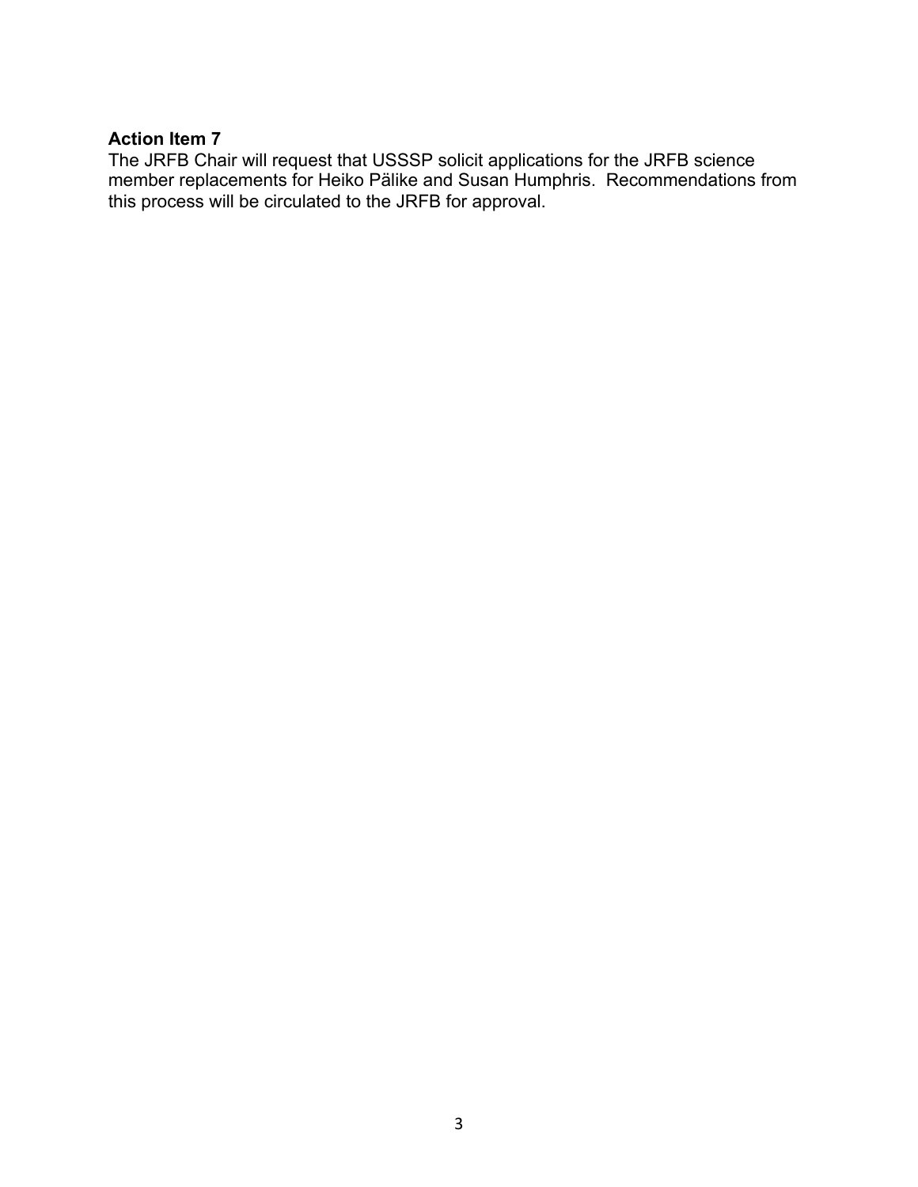**Action Item 7**

The JRFB Chair will request that USSSP solicit applications for the JRFB science member replacements for Heiko Pälike and Susan Humphris. Recommendations from this process will be circulated to the JRFB for approval.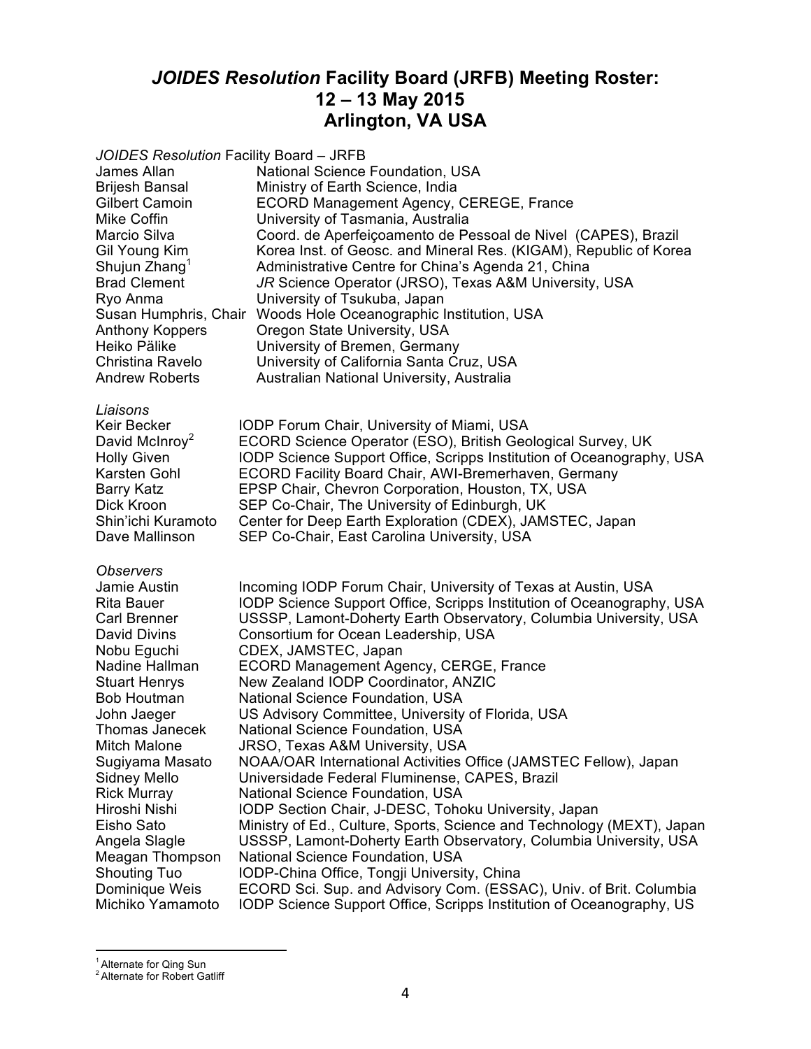# *JOIDES Resolution* Facility Board (JRFB) Meeting Roster: 12 – 13 May 2015 Arlington, VA USA

*JOIDES Resolution* Facility Board – JRFB

| | |
|---|---|
| James Allan | National Science Foundation, USA |
| Brijesh Bansal | Ministry of Earth Science, India |
| Gilbert Camoin | ECORD Management Agency, CEREGE, France |
| Mike Coffin | University of Tasmania, Australia |
| Marcio Silva | Coord. de Aperfeiçoamento de Pessoal de Nivel (CAPES), Brazil |
| Gil Young Kim | Korea Inst. of Geosc. and Mineral Res. (KIGAM), Republic of Korea |
| Shujun Zhang[1] | Administrative Centre for China's Agenda 21, China |
| Brad Clement | *JR* Science Operator (JRSO), Texas A&M University, USA |
| Ryo Anma | University of Tsukuba, Japan |
| Susan Humphris, Chair | Woods Hole Oceanographic Institution, USA |
| Anthony Koppers | Oregon State University, USA |
| Heiko Pälike | University of Bremen, Germany |
| Christina Ravelo | University of California Santa Cruz, USA |
| Andrew Roberts | Australian National University, Australia |

*Liaisons*

| | |
|---|---|
| Keir Becker | IODP Forum Chair, University of Miami, USA |
| David McInroy[2] | ECORD Science Operator (ESO), British Geological Survey, UK |
| Holly Given | IODP Science Support Office, Scripps Institution of Oceanography, USA |
| Karsten Gohl | ECORD Facility Board Chair, AWI-Bremerhaven, Germany |
| Barry Katz | EPSP Chair, Chevron Corporation, Houston, TX, USA |
| Dick Kroon | SEP Co-Chair, The University of Edinburgh, UK |
| Shin'ichi Kuramoto | Center for Deep Earth Exploration (CDEX), JAMSTEC, Japan |
| Dave Mallinson | SEP Co-Chair, East Carolina University, USA |

*Observers*

| | |
|---|---|
| Jamie Austin | Incoming IODP Forum Chair, University of Texas at Austin, USA |
| Rita Bauer | IODP Science Support Office, Scripps Institution of Oceanography, USA |
| Carl Brenner | USSSP, Lamont-Doherty Earth Observatory, Columbia University, USA |
| David Divins | Consortium for Ocean Leadership, USA |
| Nobu Eguchi | CDEX, JAMSTEC, Japan |
| Nadine Hallman | ECORD Management Agency, CERGE, France |
| Stuart Henrys | New Zealand IODP Coordinator, ANZIC |
| Bob Houtman | National Science Foundation, USA |
| John Jaeger | US Advisory Committee, University of Florida, USA |
| Thomas Janecek | National Science Foundation, USA |
| Mitch Malone | JRSO, Texas A&M University, USA |
| Sugiyama Masato | NOAA/OAR International Activities Office (JAMSTEC Fellow), Japan |
| Sidney Mello | Universidade Federal Fluminense, CAPES, Brazil |
| Rick Murray | National Science Foundation, USA |
| Hiroshi Nishi | IODP Section Chair, J-DESC, Tohoku University, Japan |
| Eisho Sato | Ministry of Ed., Culture, Sports, Science and Technology (MEXT), Japan |
| Angela Slagle | USSSP, Lamont-Doherty Earth Observatory, Columbia University, USA |
| Meagan Thompson | National Science Foundation, USA |
| Shouting Tuo | IODP-China Office, Tongji University, China |
| Dominique Weis | ECORD Sci. Sup. and Advisory Com. (ESSAC), Univ. of Brit. Columbia |
| Michiko Yamamoto | IODP Science Support Office, Scripps Institution of Oceanography, US |

---

[1] Alternate for Qing Sun
[2] Alternate for Robert Gatliff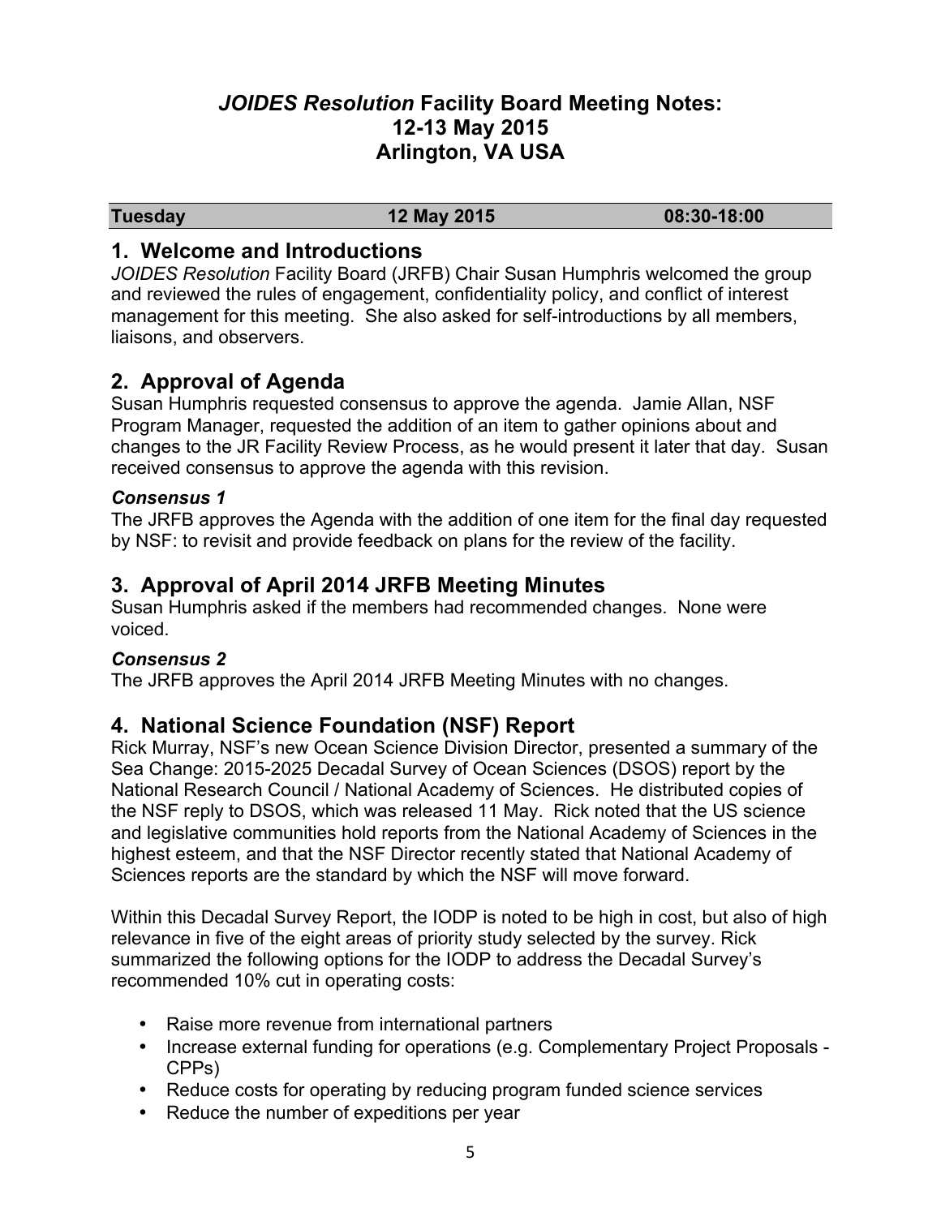# *JOIDES Resolution* Facility Board Meeting Notes: 12-13 May 2015 Arlington, VA USA

| Tuesday | 12 May 2015 | 08:30-18:00 |
|---|---|---|

## 1. Welcome and Introductions

*JOIDES Resolution* Facility Board (JRFB) Chair Susan Humphris welcomed the group and reviewed the rules of engagement, confidentiality policy, and conflict of interest management for this meeting. She also asked for self-introductions by all members, liaisons, and observers.

## 2. Approval of Agenda

Susan Humphris requested consensus to approve the agenda. Jamie Allan, NSF Program Manager, requested the addition of an item to gather opinions about and changes to the JR Facility Review Process, as he would present it later that day. Susan received consensus to approve the agenda with this revision.

***Consensus 1***

The JRFB approves the Agenda with the addition of one item for the final day requested by NSF: to revisit and provide feedback on plans for the review of the facility.

## 3. Approval of April 2014 JRFB Meeting Minutes

Susan Humphris asked if the members had recommended changes. None were voiced.

***Consensus 2***

The JRFB approves the April 2014 JRFB Meeting Minutes with no changes.

## 4. National Science Foundation (NSF) Report

Rick Murray, NSF's new Ocean Science Division Director, presented a summary of the Sea Change: 2015-2025 Decadal Survey of Ocean Sciences (DSOS) report by the National Research Council / National Academy of Sciences. He distributed copies of the NSF reply to DSOS, which was released 11 May. Rick noted that the US science and legislative communities hold reports from the National Academy of Sciences in the highest esteem, and that the NSF Director recently stated that National Academy of Sciences reports are the standard by which the NSF will move forward.

Within this Decadal Survey Report, the IODP is noted to be high in cost, but also of high relevance in five of the eight areas of priority study selected by the survey. Rick summarized the following options for the IODP to address the Decadal Survey's recommended 10% cut in operating costs:

- Raise more revenue from international partners
- Increase external funding for operations (e.g. Complementary Project Proposals - CPPs)
- Reduce costs for operating by reducing program funded science services
- Reduce the number of expeditions per year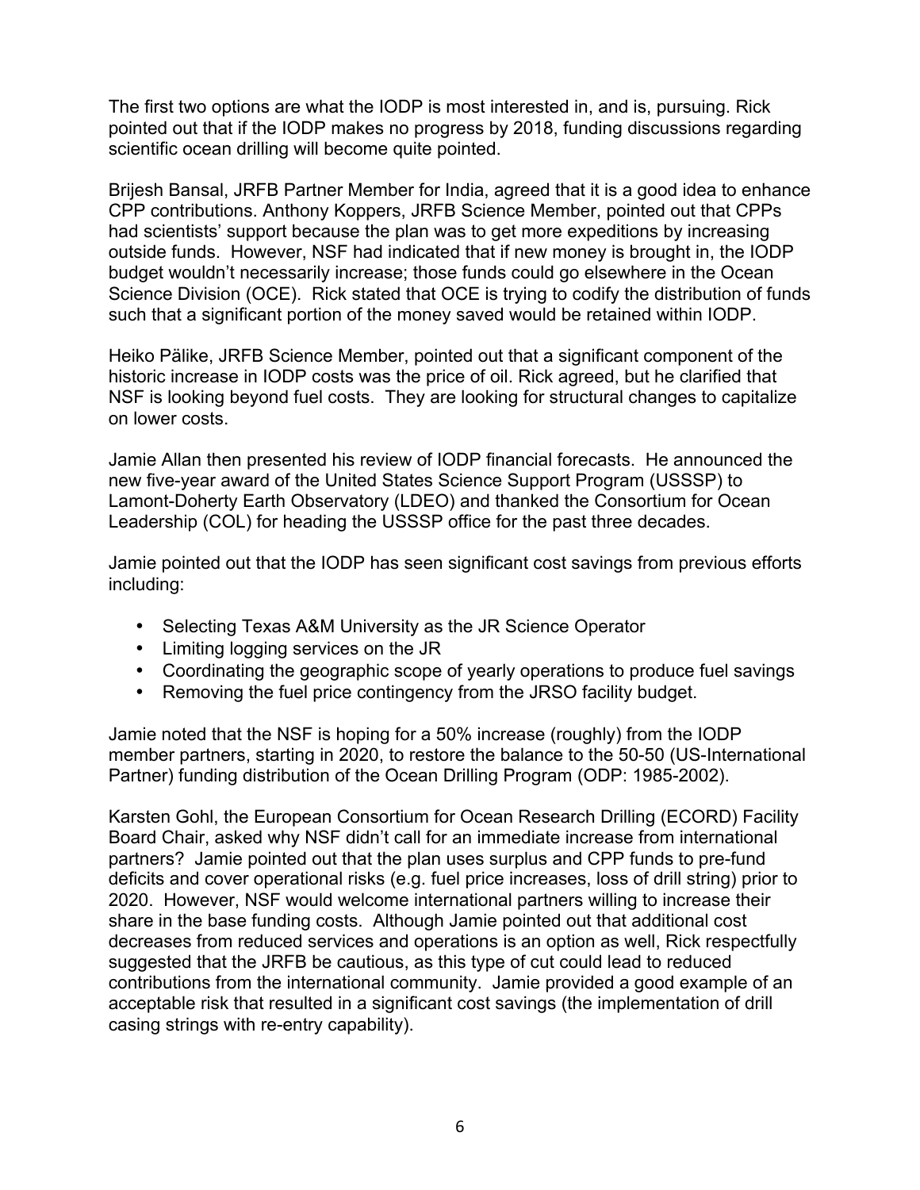The first two options are what the IODP is most interested in, and is, pursuing. Rick pointed out that if the IODP makes no progress by 2018, funding discussions regarding scientific ocean drilling will become quite pointed.

Brijesh Bansal, JRFB Partner Member for India, agreed that it is a good idea to enhance CPP contributions. Anthony Koppers, JRFB Science Member, pointed out that CPPs had scientists' support because the plan was to get more expeditions by increasing outside funds. However, NSF had indicated that if new money is brought in, the IODP budget wouldn't necessarily increase; those funds could go elsewhere in the Ocean Science Division (OCE). Rick stated that OCE is trying to codify the distribution of funds such that a significant portion of the money saved would be retained within IODP.

Heiko Pälike, JRFB Science Member, pointed out that a significant component of the historic increase in IODP costs was the price of oil. Rick agreed, but he clarified that NSF is looking beyond fuel costs. They are looking for structural changes to capitalize on lower costs.

Jamie Allan then presented his review of IODP financial forecasts. He announced the new five-year award of the United States Science Support Program (USSSP) to Lamont-Doherty Earth Observatory (LDEO) and thanked the Consortium for Ocean Leadership (COL) for heading the USSSP office for the past three decades.

Jamie pointed out that the IODP has seen significant cost savings from previous efforts including:

- Selecting Texas A&M University as the JR Science Operator
- Limiting logging services on the JR
- Coordinating the geographic scope of yearly operations to produce fuel savings
- Removing the fuel price contingency from the JRSO facility budget.

Jamie noted that the NSF is hoping for a 50% increase (roughly) from the IODP member partners, starting in 2020, to restore the balance to the 50-50 (US-International Partner) funding distribution of the Ocean Drilling Program (ODP: 1985-2002).

Karsten Gohl, the European Consortium for Ocean Research Drilling (ECORD) Facility Board Chair, asked why NSF didn't call for an immediate increase from international partners? Jamie pointed out that the plan uses surplus and CPP funds to pre-fund deficits and cover operational risks (e.g. fuel price increases, loss of drill string) prior to 2020. However, NSF would welcome international partners willing to increase their share in the base funding costs. Although Jamie pointed out that additional cost decreases from reduced services and operations is an option as well, Rick respectfully suggested that the JRFB be cautious, as this type of cut could lead to reduced contributions from the international community. Jamie provided a good example of an acceptable risk that resulted in a significant cost savings (the implementation of drill casing strings with re-entry capability).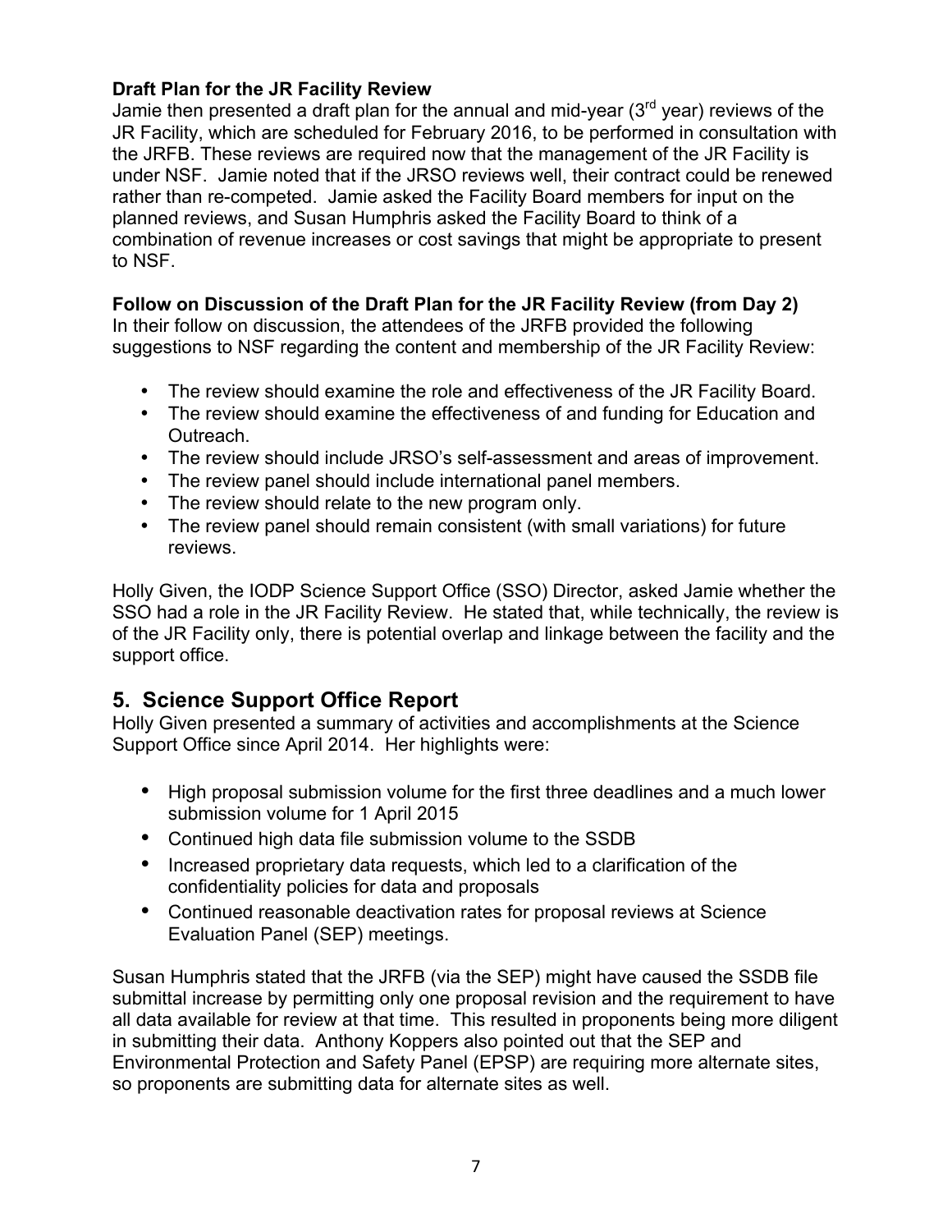**Draft Plan for the JR Facility Review**

Jamie then presented a draft plan for the annual and mid-year (3rd year) reviews of the JR Facility, which are scheduled for February 2016, to be performed in consultation with the JRFB. These reviews are required now that the management of the JR Facility is under NSF. Jamie noted that if the JRSO reviews well, their contract could be renewed rather than re-competed. Jamie asked the Facility Board members for input on the planned reviews, and Susan Humphris asked the Facility Board to think of a combination of revenue increases or cost savings that might be appropriate to present to NSF.

**Follow on Discussion of the Draft Plan for the JR Facility Review (from Day 2)**

In their follow on discussion, the attendees of the JRFB provided the following suggestions to NSF regarding the content and membership of the JR Facility Review:

- The review should examine the role and effectiveness of the JR Facility Board.
- The review should examine the effectiveness of and funding for Education and Outreach.
- The review should include JRSO's self-assessment and areas of improvement.
- The review panel should include international panel members.
- The review should relate to the new program only.
- The review panel should remain consistent (with small variations) for future reviews.

Holly Given, the IODP Science Support Office (SSO) Director, asked Jamie whether the SSO had a role in the JR Facility Review. He stated that, while technically, the review is of the JR Facility only, there is potential overlap and linkage between the facility and the support office.

## 5. Science Support Office Report

Holly Given presented a summary of activities and accomplishments at the Science Support Office since April 2014. Her highlights were:

- High proposal submission volume for the first three deadlines and a much lower submission volume for 1 April 2015
- Continued high data file submission volume to the SSDB
- Increased proprietary data requests, which led to a clarification of the confidentiality policies for data and proposals
- Continued reasonable deactivation rates for proposal reviews at Science Evaluation Panel (SEP) meetings.

Susan Humphris stated that the JRFB (via the SEP) might have caused the SSDB file submittal increase by permitting only one proposal revision and the requirement to have all data available for review at that time. This resulted in proponents being more diligent in submitting their data. Anthony Koppers also pointed out that the SEP and Environmental Protection and Safety Panel (EPSP) are requiring more alternate sites, so proponents are submitting data for alternate sites as well.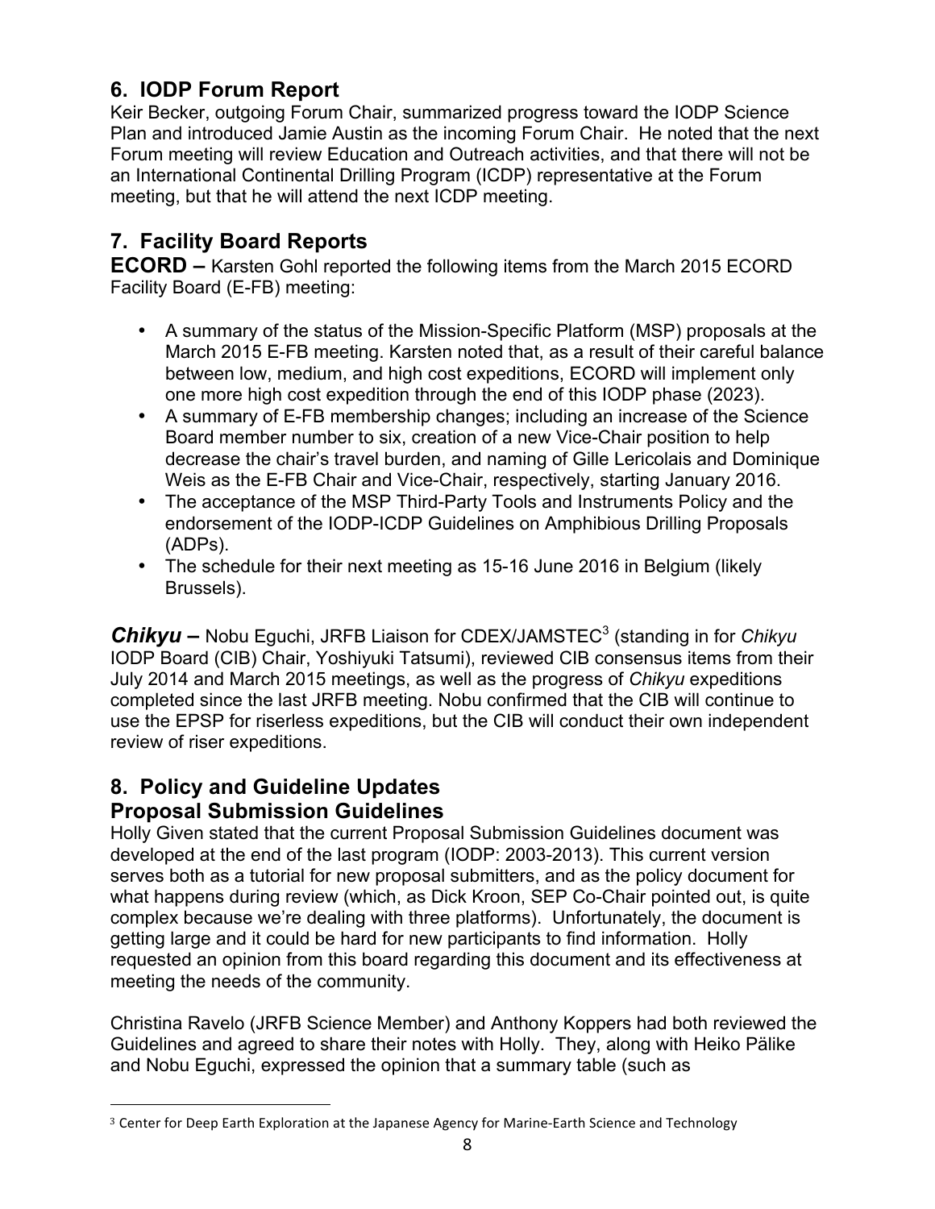## 6. IODP Forum Report

Keir Becker, outgoing Forum Chair, summarized progress toward the IODP Science Plan and introduced Jamie Austin as the incoming Forum Chair. He noted that the next Forum meeting will review Education and Outreach activities, and that there will not be an International Continental Drilling Program (ICDP) representative at the Forum meeting, but that he will attend the next ICDP meeting.

## 7. Facility Board Reports

**ECORD –** Karsten Gohl reported the following items from the March 2015 ECORD Facility Board (E-FB) meeting:

- A summary of the status of the Mission-Specific Platform (MSP) proposals at the March 2015 E-FB meeting. Karsten noted that, as a result of their careful balance between low, medium, and high cost expeditions, ECORD will implement only one more high cost expedition through the end of this IODP phase (2023).
- A summary of E-FB membership changes; including an increase of the Science Board member number to six, creation of a new Vice-Chair position to help decrease the chair's travel burden, and naming of Gille Lericolais and Dominique Weis as the E-FB Chair and Vice-Chair, respectively, starting January 2016.
- The acceptance of the MSP Third-Party Tools and Instruments Policy and the endorsement of the IODP-ICDP Guidelines on Amphibious Drilling Proposals (ADPs).
- The schedule for their next meeting as 15-16 June 2016 in Belgium (likely Brussels).

***Chikyu* –** Nobu Eguchi, JRFB Liaison for CDEX/JAMSTEC[3] (standing in for *Chikyu* IODP Board (CIB) Chair, Yoshiyuki Tatsumi), reviewed CIB consensus items from their July 2014 and March 2015 meetings, as well as the progress of *Chikyu* expeditions completed since the last JRFB meeting. Nobu confirmed that the CIB will continue to use the EPSP for riserless expeditions, but the CIB will conduct their own independent review of riser expeditions.

## 8. Policy and Guideline Updates

### Proposal Submission Guidelines

Holly Given stated that the current Proposal Submission Guidelines document was developed at the end of the last program (IODP: 2003-2013). This current version serves both as a tutorial for new proposal submitters, and as the policy document for what happens during review (which, as Dick Kroon, SEP Co-Chair pointed out, is quite complex because we're dealing with three platforms). Unfortunately, the document is getting large and it could be hard for new participants to find information. Holly requested an opinion from this board regarding this document and its effectiveness at meeting the needs of the community.

Christina Ravelo (JRFB Science Member) and Anthony Koppers had both reviewed the Guidelines and agreed to share their notes with Holly. They, along with Heiko Pälike and Nobu Eguchi, expressed the opinion that a summary table (such as

---

[3] Center for Deep Earth Exploration at the Japanese Agency for Marine-Earth Science and Technology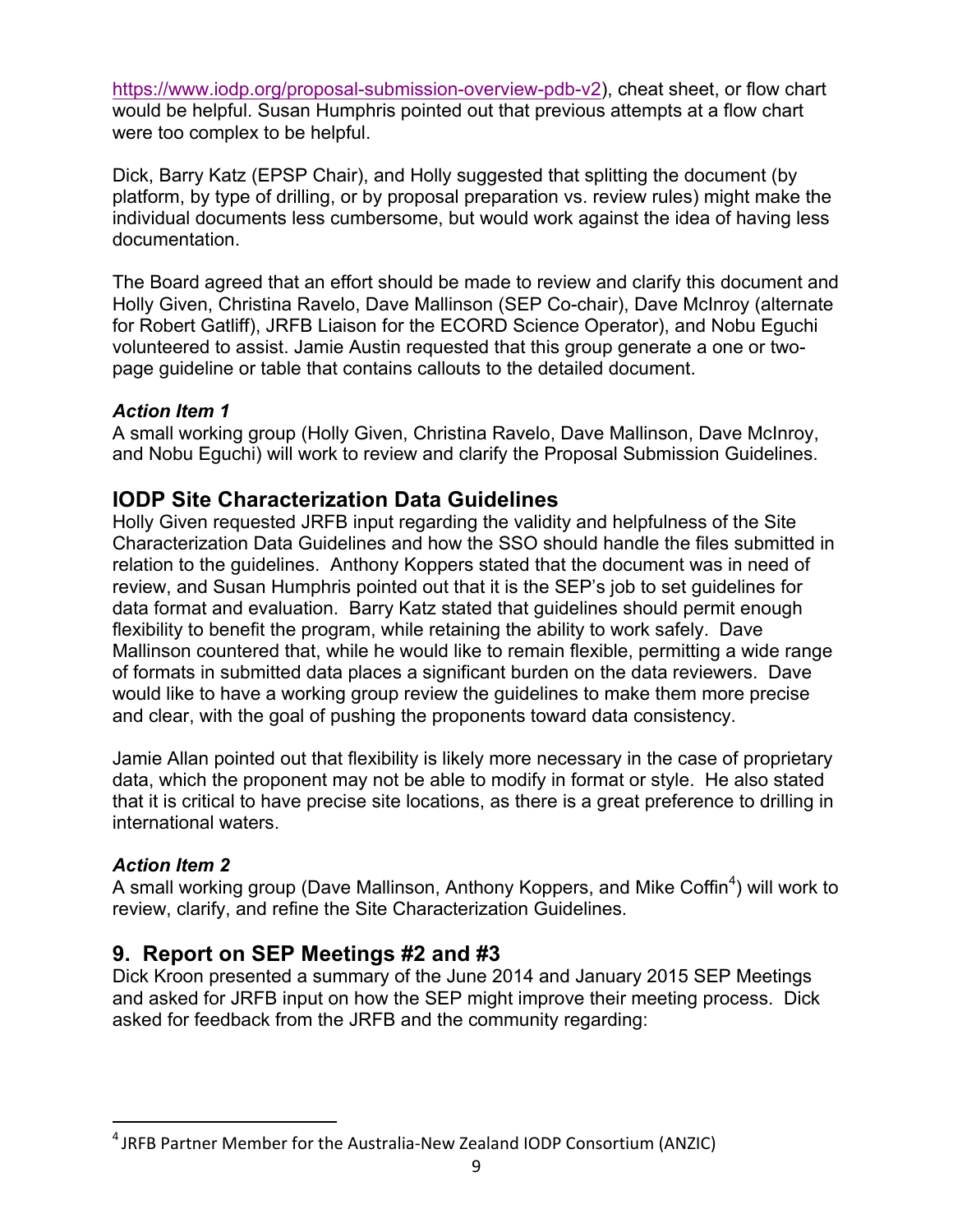https://www.iodp.org/proposal-submission-overview-pdb-v2), cheat sheet, or flow chart would be helpful. Susan Humphris pointed out that previous attempts at a flow chart were too complex to be helpful.

Dick, Barry Katz (EPSP Chair), and Holly suggested that splitting the document (by platform, by type of drilling, or by proposal preparation vs. review rules) might make the individual documents less cumbersome, but would work against the idea of having less documentation.

The Board agreed that an effort should be made to review and clarify this document and Holly Given, Christina Ravelo, Dave Mallinson (SEP Co-chair), Dave McInroy (alternate for Robert Gatliff), JRFB Liaison for the ECORD Science Operator), and Nobu Eguchi volunteered to assist. Jamie Austin requested that this group generate a one or two-page guideline or table that contains callouts to the detailed document.

### *Action Item 1*

A small working group (Holly Given, Christina Ravelo, Dave Mallinson, Dave McInroy, and Nobu Eguchi) will work to review and clarify the Proposal Submission Guidelines.

## IODP Site Characterization Data Guidelines

Holly Given requested JRFB input regarding the validity and helpfulness of the Site Characterization Data Guidelines and how the SSO should handle the files submitted in relation to the guidelines. Anthony Koppers stated that the document was in need of review, and Susan Humphris pointed out that it is the SEP's job to set guidelines for data format and evaluation. Barry Katz stated that guidelines should permit enough flexibility to benefit the program, while retaining the ability to work safely. Dave Mallinson countered that, while he would like to remain flexible, permitting a wide range of formats in submitted data places a significant burden on the data reviewers. Dave would like to have a working group review the guidelines to make them more precise and clear, with the goal of pushing the proponents toward data consistency.

Jamie Allan pointed out that flexibility is likely more necessary in the case of proprietary data, which the proponent may not be able to modify in format or style. He also stated that it is critical to have precise site locations, as there is a great preference to drilling in international waters.

### *Action Item 2*

A small working group (Dave Mallinson, Anthony Koppers, and Mike Coffin[4]) will work to review, clarify, and refine the Site Characterization Guidelines.

## 9. Report on SEP Meetings #2 and #3

Dick Kroon presented a summary of the June 2014 and January 2015 SEP Meetings and asked for JRFB input on how the SEP might improve their meeting process. Dick asked for feedback from the JRFB and the community regarding:

---

[4] JRFB Partner Member for the Australia-New Zealand IODP Consortium (ANZIC)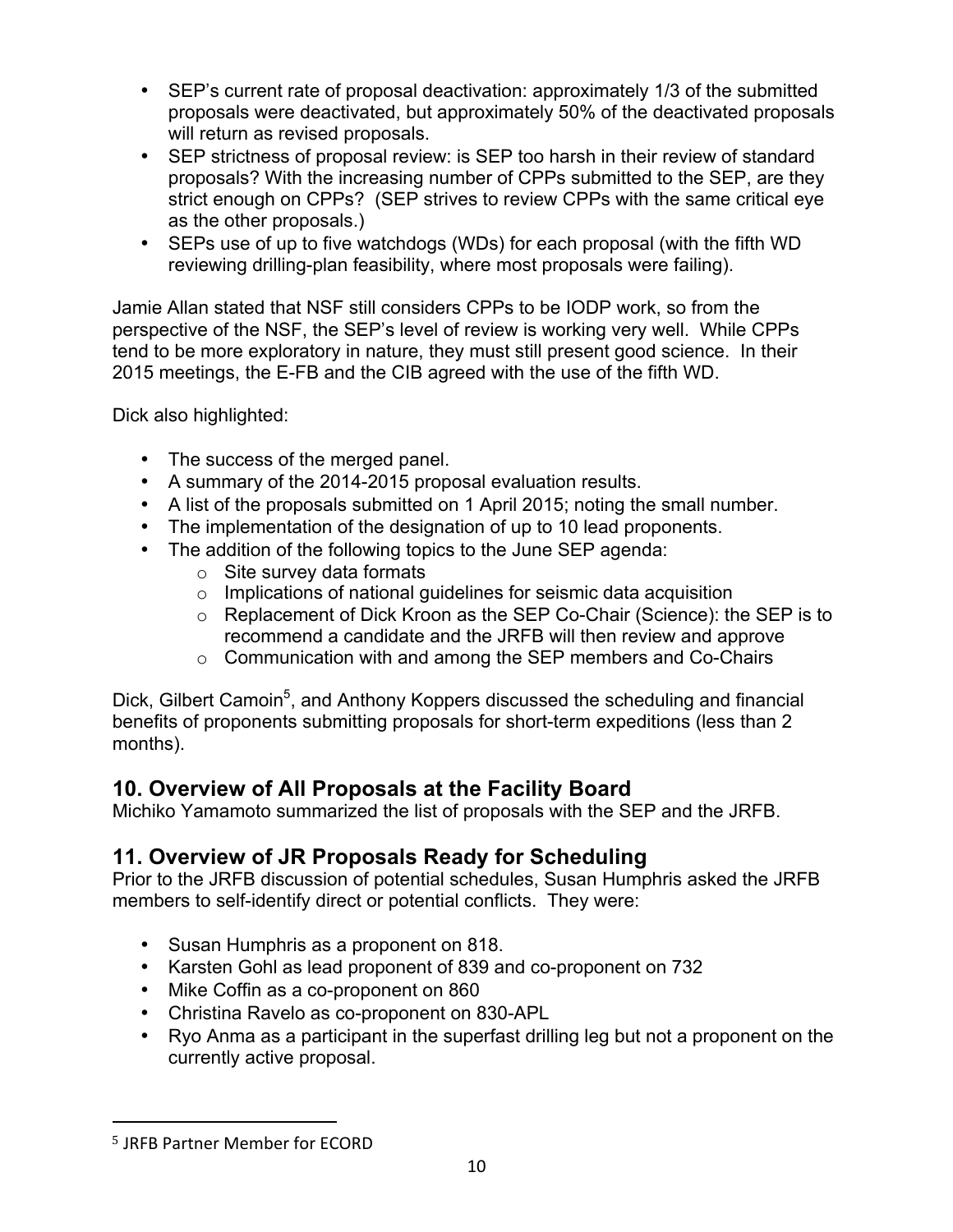- SEP's current rate of proposal deactivation: approximately 1/3 of the submitted proposals were deactivated, but approximately 50% of the deactivated proposals will return as revised proposals.
- SEP strictness of proposal review: is SEP too harsh in their review of standard proposals? With the increasing number of CPPs submitted to the SEP, are they strict enough on CPPs? (SEP strives to review CPPs with the same critical eye as the other proposals.)
- SEPs use of up to five watchdogs (WDs) for each proposal (with the fifth WD reviewing drilling-plan feasibility, where most proposals were failing).

Jamie Allan stated that NSF still considers CPPs to be IODP work, so from the perspective of the NSF, the SEP's level of review is working very well. While CPPs tend to be more exploratory in nature, they must still present good science. In their 2015 meetings, the E-FB and the CIB agreed with the use of the fifth WD.

Dick also highlighted:

- The success of the merged panel.
- A summary of the 2014-2015 proposal evaluation results.
- A list of the proposals submitted on 1 April 2015; noting the small number.
- The implementation of the designation of up to 10 lead proponents.
- The addition of the following topics to the June SEP agenda:
  - Site survey data formats
  - Implications of national guidelines for seismic data acquisition
  - Replacement of Dick Kroon as the SEP Co-Chair (Science): the SEP is to recommend a candidate and the JRFB will then review and approve
  - Communication with and among the SEP members and Co-Chairs

Dick, Gilbert Camoin[5], and Anthony Koppers discussed the scheduling and financial benefits of proponents submitting proposals for short-term expeditions (less than 2 months).

## 10. Overview of All Proposals at the Facility Board

Michiko Yamamoto summarized the list of proposals with the SEP and the JRFB.

## 11. Overview of JR Proposals Ready for Scheduling

Prior to the JRFB discussion of potential schedules, Susan Humphris asked the JRFB members to self-identify direct or potential conflicts. They were:

- Susan Humphris as a proponent on 818.
- Karsten Gohl as lead proponent of 839 and co-proponent on 732
- Mike Coffin as a co-proponent on 860
- Christina Ravelo as co-proponent on 830-APL
- Ryo Anma as a participant in the superfast drilling leg but not a proponent on the currently active proposal.

[5] JRFB Partner Member for ECORD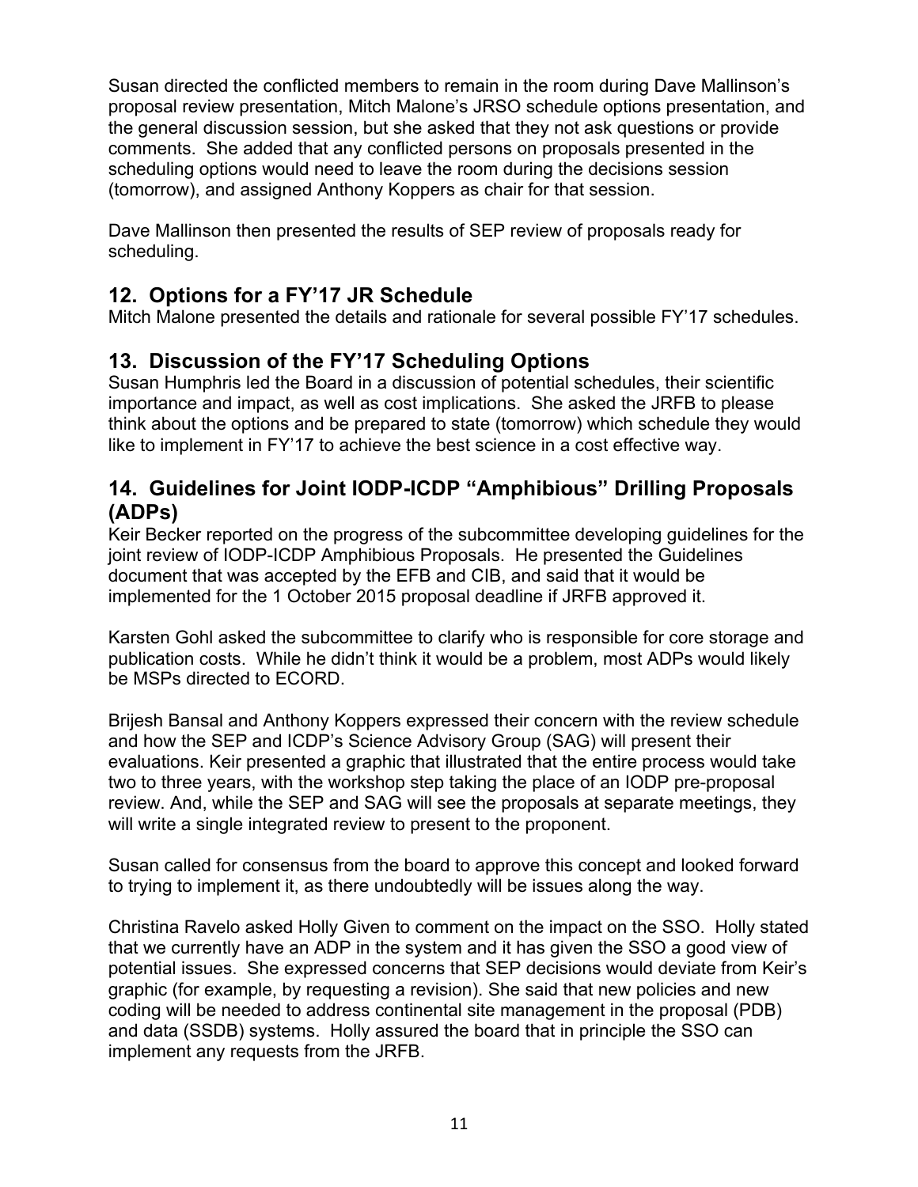Susan directed the conflicted members to remain in the room during Dave Mallinson's proposal review presentation, Mitch Malone's JRSO schedule options presentation, and the general discussion session, but she asked that they not ask questions or provide comments. She added that any conflicted persons on proposals presented in the scheduling options would need to leave the room during the decisions session (tomorrow), and assigned Anthony Koppers as chair for that session.

Dave Mallinson then presented the results of SEP review of proposals ready for scheduling.

## 12. Options for a FY'17 JR Schedule

Mitch Malone presented the details and rationale for several possible FY'17 schedules.

## 13. Discussion of the FY'17 Scheduling Options

Susan Humphris led the Board in a discussion of potential schedules, their scientific importance and impact, as well as cost implications. She asked the JRFB to please think about the options and be prepared to state (tomorrow) which schedule they would like to implement in FY'17 to achieve the best science in a cost effective way.

## 14. Guidelines for Joint IODP-ICDP "Amphibious" Drilling Proposals (ADPs)

Keir Becker reported on the progress of the subcommittee developing guidelines for the joint review of IODP-ICDP Amphibious Proposals. He presented the Guidelines document that was accepted by the EFB and CIB, and said that it would be implemented for the 1 October 2015 proposal deadline if JRFB approved it.

Karsten Gohl asked the subcommittee to clarify who is responsible for core storage and publication costs. While he didn't think it would be a problem, most ADPs would likely be MSPs directed to ECORD.

Brijesh Bansal and Anthony Koppers expressed their concern with the review schedule and how the SEP and ICDP's Science Advisory Group (SAG) will present their evaluations. Keir presented a graphic that illustrated that the entire process would take two to three years, with the workshop step taking the place of an IODP pre-proposal review. And, while the SEP and SAG will see the proposals at separate meetings, they will write a single integrated review to present to the proponent.

Susan called for consensus from the board to approve this concept and looked forward to trying to implement it, as there undoubtedly will be issues along the way.

Christina Ravelo asked Holly Given to comment on the impact on the SSO. Holly stated that we currently have an ADP in the system and it has given the SSO a good view of potential issues. She expressed concerns that SEP decisions would deviate from Keir's graphic (for example, by requesting a revision). She said that new policies and new coding will be needed to address continental site management in the proposal (PDB) and data (SSDB) systems. Holly assured the board that in principle the SSO can implement any requests from the JRFB.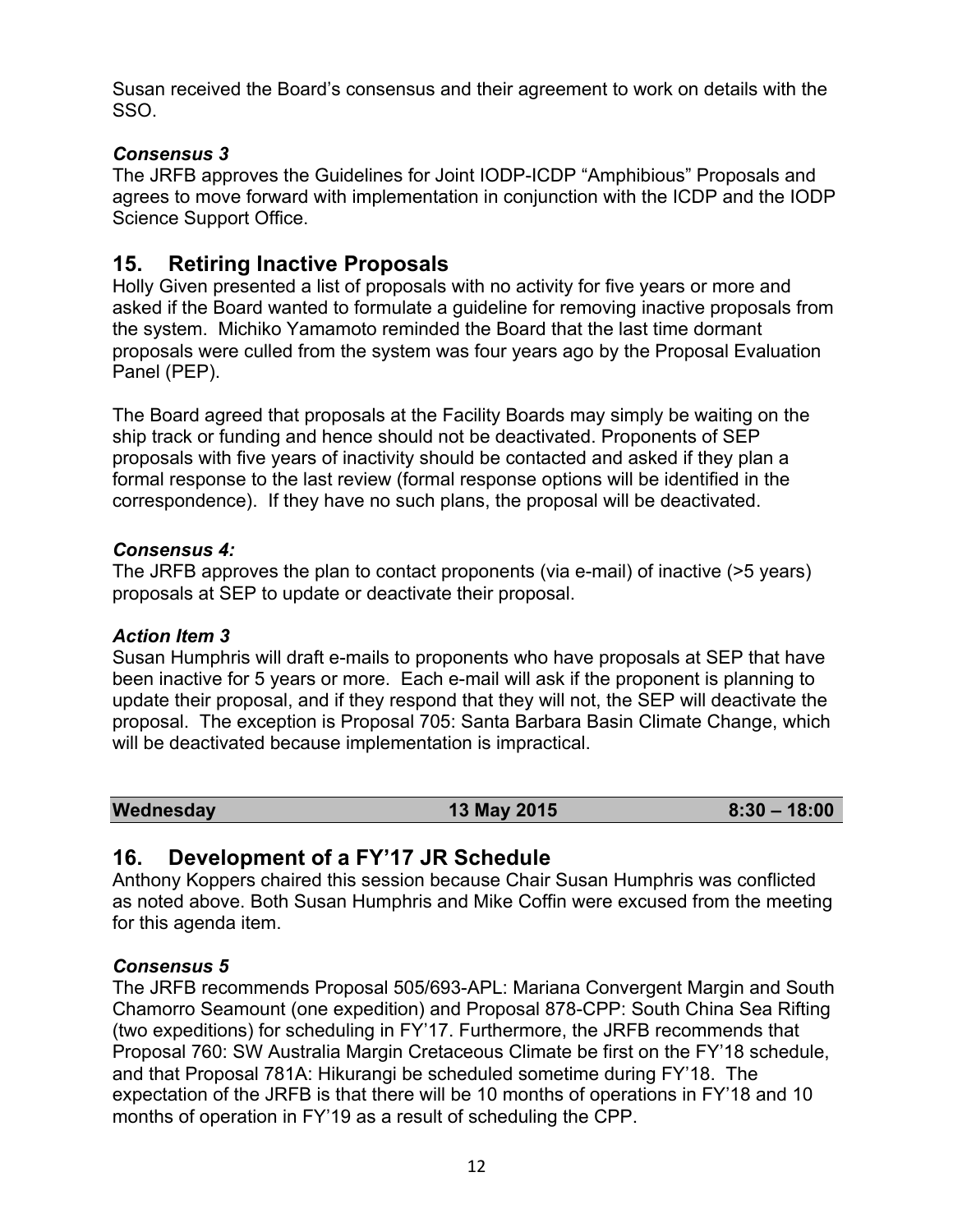Susan received the Board's consensus and their agreement to work on details with the SSO.

***Consensus 3***

The JRFB approves the Guidelines for Joint IODP-ICDP "Amphibious" Proposals and agrees to move forward with implementation in conjunction with the ICDP and the IODP Science Support Office.

## 15. Retiring Inactive Proposals

Holly Given presented a list of proposals with no activity for five years or more and asked if the Board wanted to formulate a guideline for removing inactive proposals from the system. Michiko Yamamoto reminded the Board that the last time dormant proposals were culled from the system was four years ago by the Proposal Evaluation Panel (PEP).

The Board agreed that proposals at the Facility Boards may simply be waiting on the ship track or funding and hence should not be deactivated. Proponents of SEP proposals with five years of inactivity should be contacted and asked if they plan a formal response to the last review (formal response options will be identified in the correspondence). If they have no such plans, the proposal will be deactivated.

***Consensus 4:***

The JRFB approves the plan to contact proponents (via e-mail) of inactive (>5 years) proposals at SEP to update or deactivate their proposal.

***Action Item 3***

Susan Humphris will draft e-mails to proponents who have proposals at SEP that have been inactive for 5 years or more. Each e-mail will ask if the proponent is planning to update their proposal, and if they respond that they will not, the SEP will deactivate the proposal. The exception is Proposal 705: Santa Barbara Basin Climate Change, which will be deactivated because implementation is impractical.

| **Wednesday** | **13 May 2015** | **8:30 – 18:00** |
| --- | --- | --- |

## 16. Development of a FY'17 JR Schedule

Anthony Koppers chaired this session because Chair Susan Humphris was conflicted as noted above. Both Susan Humphris and Mike Coffin were excused from the meeting for this agenda item.

***Consensus 5***

The JRFB recommends Proposal 505/693-APL: Mariana Convergent Margin and South Chamorro Seamount (one expedition) and Proposal 878-CPP: South China Sea Rifting (two expeditions) for scheduling in FY'17. Furthermore, the JRFB recommends that Proposal 760: SW Australia Margin Cretaceous Climate be first on the FY'18 schedule, and that Proposal 781A: Hikurangi be scheduled sometime during FY'18. The expectation of the JRFB is that there will be 10 months of operations in FY'18 and 10 months of operation in FY'19 as a result of scheduling the CPP.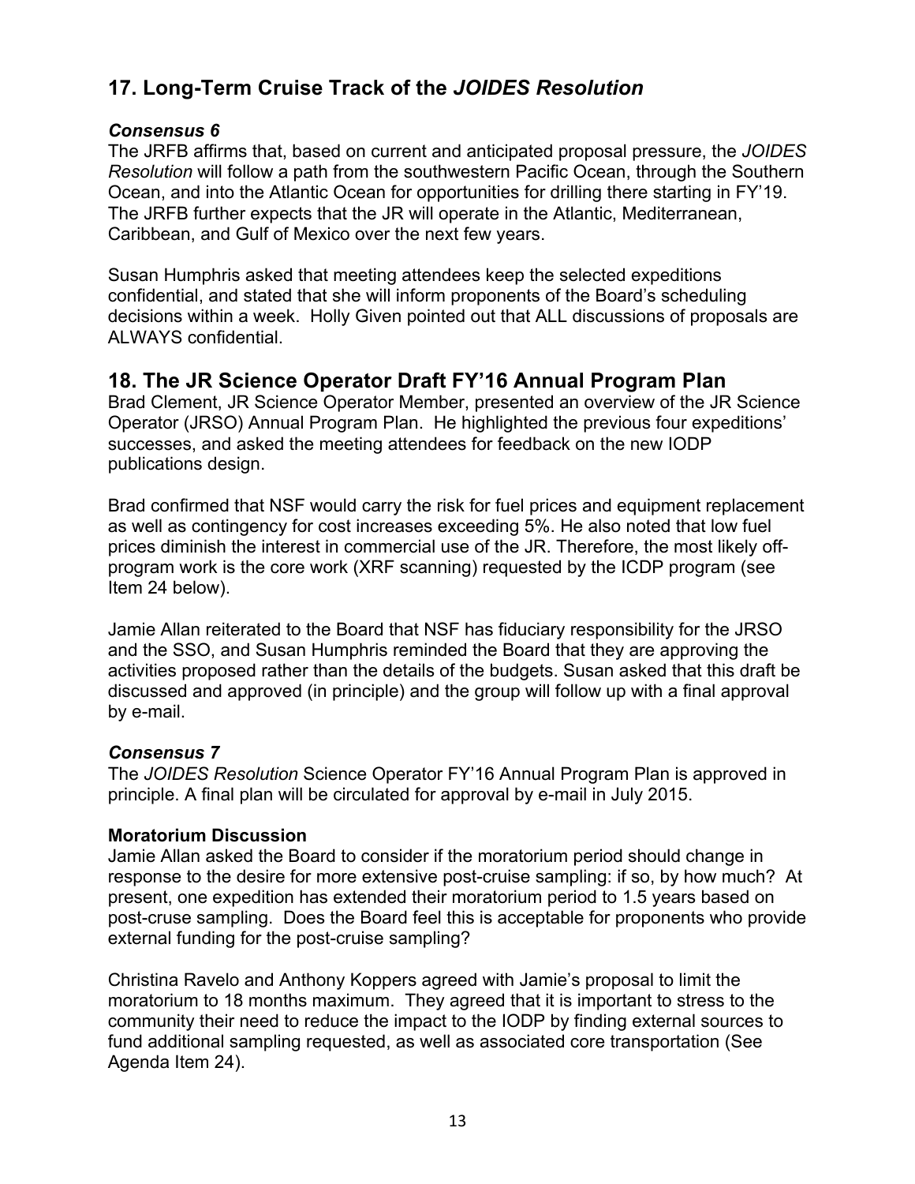## 17. Long-Term Cruise Track of the *JOIDES Resolution*

### *Consensus 6*

The JRFB affirms that, based on current and anticipated proposal pressure, the *JOIDES Resolution* will follow a path from the southwestern Pacific Ocean, through the Southern Ocean, and into the Atlantic Ocean for opportunities for drilling there starting in FY'19. The JRFB further expects that the JR will operate in the Atlantic, Mediterranean, Caribbean, and Gulf of Mexico over the next few years.

Susan Humphris asked that meeting attendees keep the selected expeditions confidential, and stated that she will inform proponents of the Board's scheduling decisions within a week. Holly Given pointed out that ALL discussions of proposals are ALWAYS confidential.

## 18. The JR Science Operator Draft FY'16 Annual Program Plan

Brad Clement, JR Science Operator Member, presented an overview of the JR Science Operator (JRSO) Annual Program Plan. He highlighted the previous four expeditions' successes, and asked the meeting attendees for feedback on the new IODP publications design.

Brad confirmed that NSF would carry the risk for fuel prices and equipment replacement as well as contingency for cost increases exceeding 5%. He also noted that low fuel prices diminish the interest in commercial use of the JR. Therefore, the most likely off-program work is the core work (XRF scanning) requested by the ICDP program (see Item 24 below).

Jamie Allan reiterated to the Board that NSF has fiduciary responsibility for the JRSO and the SSO, and Susan Humphris reminded the Board that they are approving the activities proposed rather than the details of the budgets. Susan asked that this draft be discussed and approved (in principle) and the group will follow up with a final approval by e-mail.

### *Consensus 7*

The *JOIDES Resolution* Science Operator FY'16 Annual Program Plan is approved in principle. A final plan will be circulated for approval by e-mail in July 2015.

**Moratorium Discussion**

Jamie Allan asked the Board to consider if the moratorium period should change in response to the desire for more extensive post-cruise sampling: if so, by how much? At present, one expedition has extended their moratorium period to 1.5 years based on post-cruse sampling. Does the Board feel this is acceptable for proponents who provide external funding for the post-cruise sampling?

Christina Ravelo and Anthony Koppers agreed with Jamie's proposal to limit the moratorium to 18 months maximum. They agreed that it is important to stress to the community their need to reduce the impact to the IODP by finding external sources to fund additional sampling requested, as well as associated core transportation (See Agenda Item 24).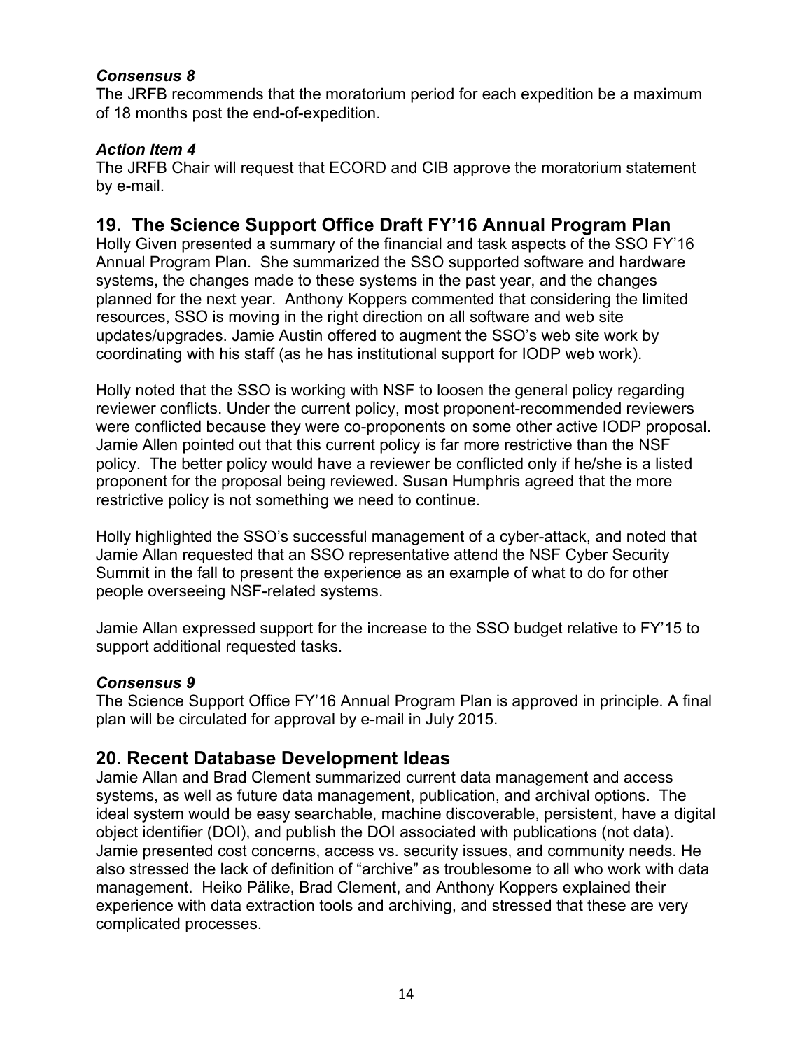### *Consensus 8*

The JRFB recommends that the moratorium period for each expedition be a maximum of 18 months post the end-of-expedition.

### *Action Item 4*

The JRFB Chair will request that ECORD and CIB approve the moratorium statement by e-mail.

## 19. The Science Support Office Draft FY'16 Annual Program Plan

Holly Given presented a summary of the financial and task aspects of the SSO FY'16 Annual Program Plan. She summarized the SSO supported software and hardware systems, the changes made to these systems in the past year, and the changes planned for the next year. Anthony Koppers commented that considering the limited resources, SSO is moving in the right direction on all software and web site updates/upgrades. Jamie Austin offered to augment the SSO's web site work by coordinating with his staff (as he has institutional support for IODP web work).

Holly noted that the SSO is working with NSF to loosen the general policy regarding reviewer conflicts. Under the current policy, most proponent-recommended reviewers were conflicted because they were co-proponents on some other active IODP proposal. Jamie Allen pointed out that this current policy is far more restrictive than the NSF policy. The better policy would have a reviewer be conflicted only if he/she is a listed proponent for the proposal being reviewed. Susan Humphris agreed that the more restrictive policy is not something we need to continue.

Holly highlighted the SSO's successful management of a cyber-attack, and noted that Jamie Allan requested that an SSO representative attend the NSF Cyber Security Summit in the fall to present the experience as an example of what to do for other people overseeing NSF-related systems.

Jamie Allan expressed support for the increase to the SSO budget relative to FY'15 to support additional requested tasks.

### *Consensus 9*

The Science Support Office FY'16 Annual Program Plan is approved in principle. A final plan will be circulated for approval by e-mail in July 2015.

## 20. Recent Database Development Ideas

Jamie Allan and Brad Clement summarized current data management and access systems, as well as future data management, publication, and archival options. The ideal system would be easy searchable, machine discoverable, persistent, have a digital object identifier (DOI), and publish the DOI associated with publications (not data). Jamie presented cost concerns, access vs. security issues, and community needs. He also stressed the lack of definition of "archive" as troublesome to all who work with data management. Heiko Pälike, Brad Clement, and Anthony Koppers explained their experience with data extraction tools and archiving, and stressed that these are very complicated processes.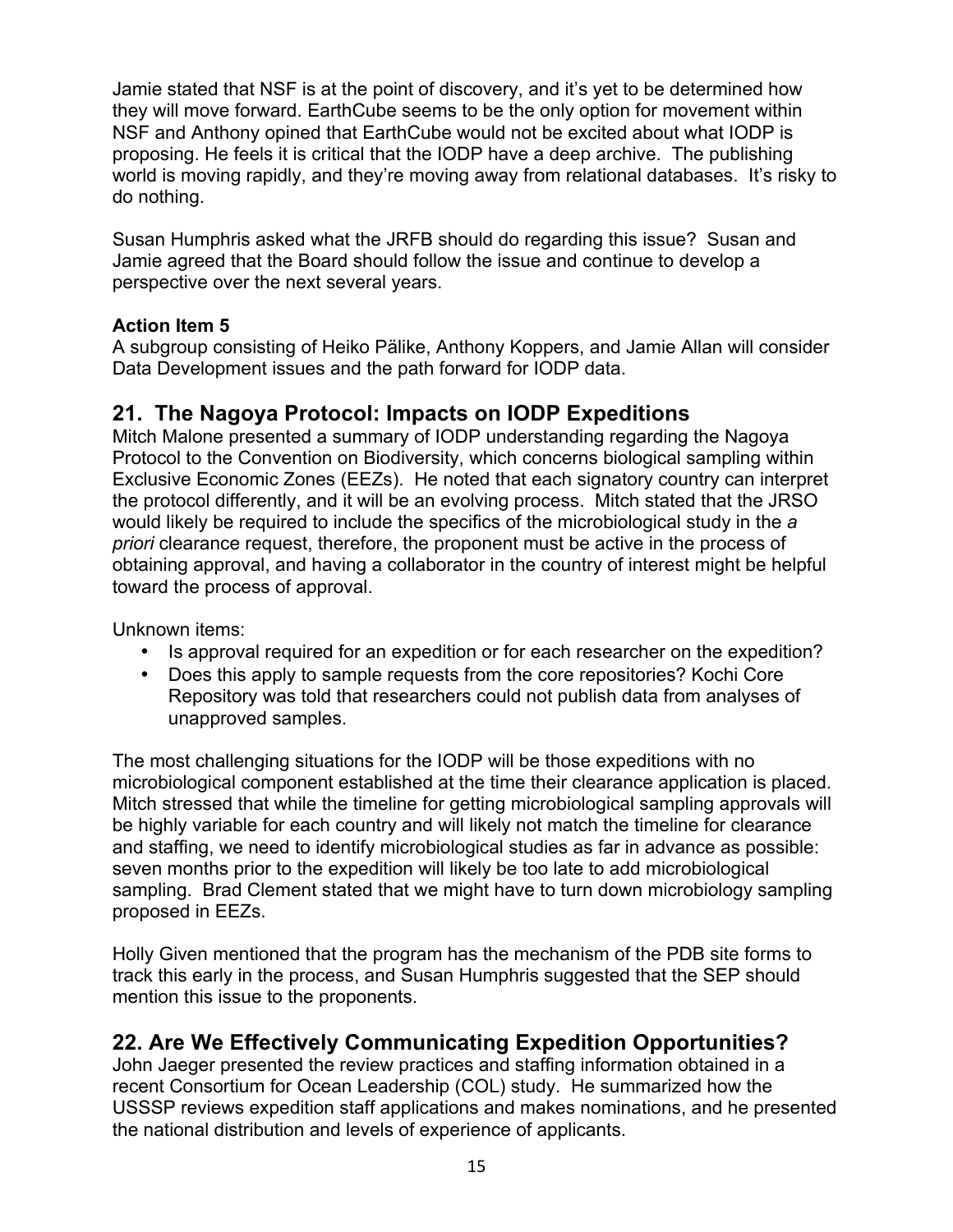Jamie stated that NSF is at the point of discovery, and it's yet to be determined how they will move forward. EarthCube seems to be the only option for movement within NSF and Anthony opined that EarthCube would not be excited about what IODP is proposing. He feels it is critical that the IODP have a deep archive. The publishing world is moving rapidly, and they're moving away from relational databases. It's risky to do nothing.

Susan Humphris asked what the JRFB should do regarding this issue? Susan and Jamie agreed that the Board should follow the issue and continue to develop a perspective over the next several years.

**Action Item 5**
A subgroup consisting of Heiko Pälike, Anthony Koppers, and Jamie Allan will consider Data Development issues and the path forward for IODP data.

## 21. The Nagoya Protocol: Impacts on IODP Expeditions

Mitch Malone presented a summary of IODP understanding regarding the Nagoya Protocol to the Convention on Biodiversity, which concerns biological sampling within Exclusive Economic Zones (EEZs). He noted that each signatory country can interpret the protocol differently, and it will be an evolving process. Mitch stated that the JRSO would likely be required to include the specifics of the microbiological study in the *a priori* clearance request, therefore, the proponent must be active in the process of obtaining approval, and having a collaborator in the country of interest might be helpful toward the process of approval.

Unknown items:

- Is approval required for an expedition or for each researcher on the expedition?
- Does this apply to sample requests from the core repositories? Kochi Core Repository was told that researchers could not publish data from analyses of unapproved samples.

The most challenging situations for the IODP will be those expeditions with no microbiological component established at the time their clearance application is placed. Mitch stressed that while the timeline for getting microbiological sampling approvals will be highly variable for each country and will likely not match the timeline for clearance and staffing, we need to identify microbiological studies as far in advance as possible: seven months prior to the expedition will likely be too late to add microbiological sampling. Brad Clement stated that we might have to turn down microbiology sampling proposed in EEZs.

Holly Given mentioned that the program has the mechanism of the PDB site forms to track this early in the process, and Susan Humphris suggested that the SEP should mention this issue to the proponents.

## 22. Are We Effectively Communicating Expedition Opportunities?

John Jaeger presented the review practices and staffing information obtained in a recent Consortium for Ocean Leadership (COL) study. He summarized how the USSSP reviews expedition staff applications and makes nominations, and he presented the national distribution and levels of experience of applicants.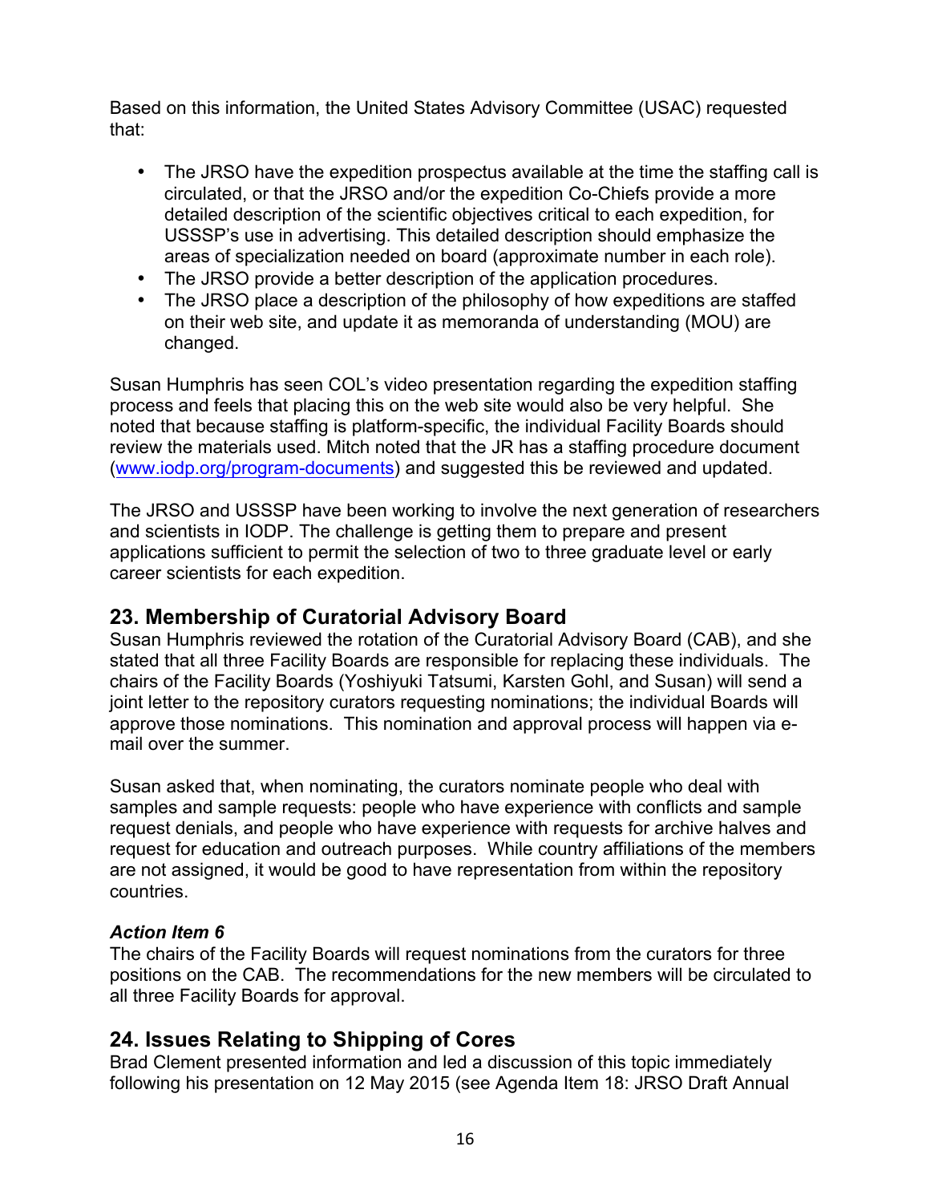Based on this information, the United States Advisory Committee (USAC) requested that:

- The JRSO have the expedition prospectus available at the time the staffing call is circulated, or that the JRSO and/or the expedition Co-Chiefs provide a more detailed description of the scientific objectives critical to each expedition, for USSSP's use in advertising. This detailed description should emphasize the areas of specialization needed on board (approximate number in each role).
- The JRSO provide a better description of the application procedures.
- The JRSO place a description of the philosophy of how expeditions are staffed on their web site, and update it as memoranda of understanding (MOU) are changed.

Susan Humphris has seen COL's video presentation regarding the expedition staffing process and feels that placing this on the web site would also be very helpful. She noted that because staffing is platform-specific, the individual Facility Boards should review the materials used. Mitch noted that the JR has a staffing procedure document (www.iodp.org/program-documents) and suggested this be reviewed and updated.

The JRSO and USSSP have been working to involve the next generation of researchers and scientists in IODP. The challenge is getting them to prepare and present applications sufficient to permit the selection of two to three graduate level or early career scientists for each expedition.

## 23. Membership of Curatorial Advisory Board

Susan Humphris reviewed the rotation of the Curatorial Advisory Board (CAB), and she stated that all three Facility Boards are responsible for replacing these individuals. The chairs of the Facility Boards (Yoshiyuki Tatsumi, Karsten Gohl, and Susan) will send a joint letter to the repository curators requesting nominations; the individual Boards will approve those nominations. This nomination and approval process will happen via e-mail over the summer.

Susan asked that, when nominating, the curators nominate people who deal with samples and sample requests: people who have experience with conflicts and sample request denials, and people who have experience with requests for archive halves and request for education and outreach purposes. While country affiliations of the members are not assigned, it would be good to have representation from within the repository countries.

### *Action Item 6*

The chairs of the Facility Boards will request nominations from the curators for three positions on the CAB. The recommendations for the new members will be circulated to all three Facility Boards for approval.

## 24. Issues Relating to Shipping of Cores

Brad Clement presented information and led a discussion of this topic immediately following his presentation on 12 May 2015 (see Agenda Item 18: JRSO Draft Annual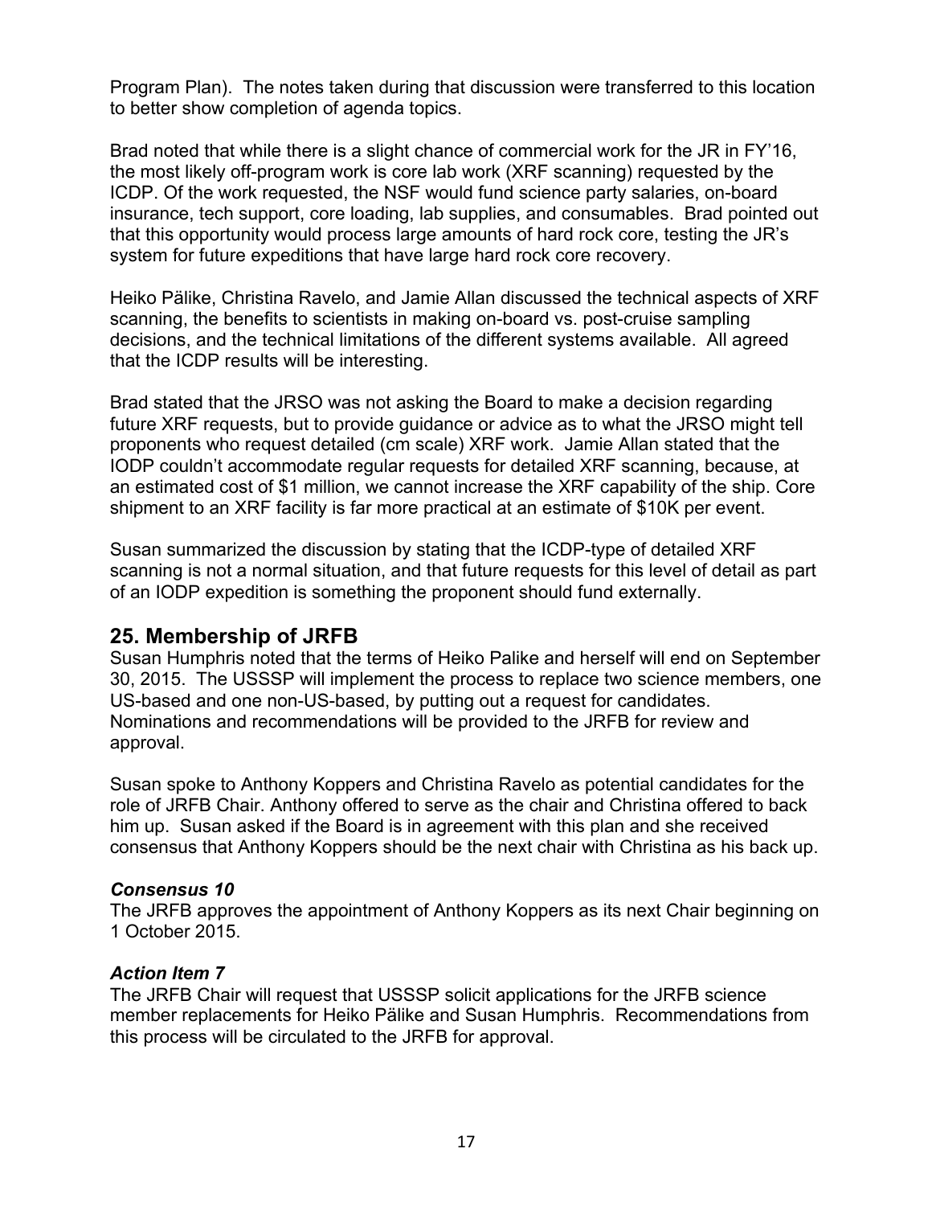Program Plan). The notes taken during that discussion were transferred to this location to better show completion of agenda topics.

Brad noted that while there is a slight chance of commercial work for the JR in FY'16, the most likely off-program work is core lab work (XRF scanning) requested by the ICDP. Of the work requested, the NSF would fund science party salaries, on-board insurance, tech support, core loading, lab supplies, and consumables. Brad pointed out that this opportunity would process large amounts of hard rock core, testing the JR's system for future expeditions that have large hard rock core recovery.

Heiko Pälike, Christina Ravelo, and Jamie Allan discussed the technical aspects of XRF scanning, the benefits to scientists in making on-board vs. post-cruise sampling decisions, and the technical limitations of the different systems available. All agreed that the ICDP results will be interesting.

Brad stated that the JRSO was not asking the Board to make a decision regarding future XRF requests, but to provide guidance or advice as to what the JRSO might tell proponents who request detailed (cm scale) XRF work. Jamie Allan stated that the IODP couldn't accommodate regular requests for detailed XRF scanning, because, at an estimated cost of $1 million, we cannot increase the XRF capability of the ship. Core shipment to an XRF facility is far more practical at an estimate of $10K per event.

Susan summarized the discussion by stating that the ICDP-type of detailed XRF scanning is not a normal situation, and that future requests for this level of detail as part of an IODP expedition is something the proponent should fund externally.

## 25. Membership of JRFB

Susan Humphris noted that the terms of Heiko Palike and herself will end on September 30, 2015. The USSSP will implement the process to replace two science members, one US-based and one non-US-based, by putting out a request for candidates. Nominations and recommendations will be provided to the JRFB for review and approval.

Susan spoke to Anthony Koppers and Christina Ravelo as potential candidates for the role of JRFB Chair. Anthony offered to serve as the chair and Christina offered to back him up. Susan asked if the Board is in agreement with this plan and she received consensus that Anthony Koppers should be the next chair with Christina as his back up.

### *Consensus 10*

The JRFB approves the appointment of Anthony Koppers as its next Chair beginning on 1 October 2015.

### *Action Item 7*

The JRFB Chair will request that USSSP solicit applications for the JRFB science member replacements for Heiko Pälike and Susan Humphris. Recommendations from this process will be circulated to the JRFB for approval.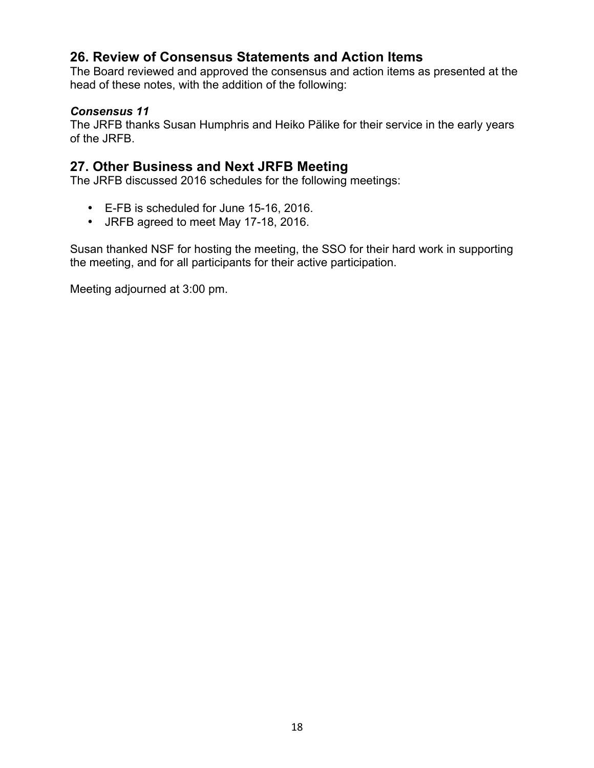## 26. Review of Consensus Statements and Action Items

The Board reviewed and approved the consensus and action items as presented at the head of these notes, with the addition of the following:

***Consensus 11***

The JRFB thanks Susan Humphris and Heiko Pälike for their service in the early years of the JRFB.

## 27. Other Business and Next JRFB Meeting

The JRFB discussed 2016 schedules for the following meetings:

- E-FB is scheduled for June 15-16, 2016.
- JRFB agreed to meet May 17-18, 2016.

Susan thanked NSF for hosting the meeting, the SSO for their hard work in supporting the meeting, and for all participants for their active participation.

Meeting adjourned at 3:00 pm.